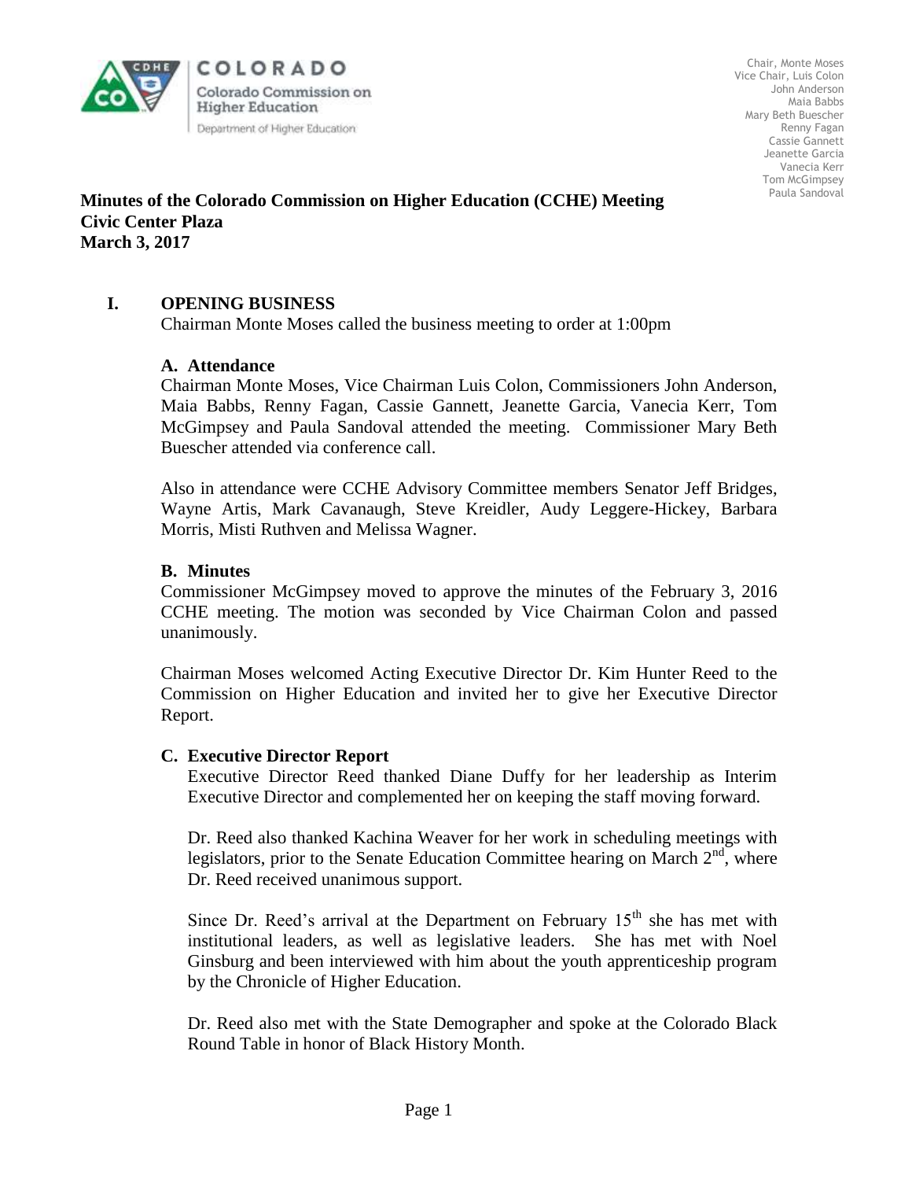COLORADO
Colorado Commission on Higher Education
Department of Higher Education

Chair, Monte Moses
Vice Chair, Luis Colon
John Anderson
Maia Babbs
Mary Beth Buescher
Renny Fagan
Cassie Gannett
Jeanette Garcia
Vanecia Kerr
Tom McGimpsey
Paula Sandoval

**Minutes of the Colorado Commission on Higher Education (CCHE) Meeting**
**Civic Center Plaza**
**March 3, 2017**

## I. OPENING BUSINESS

Chairman Monte Moses called the business meeting to order at 1:00pm

### A. Attendance

Chairman Monte Moses, Vice Chairman Luis Colon, Commissioners John Anderson, Maia Babbs, Renny Fagan, Cassie Gannett, Jeanette Garcia, Vanecia Kerr, Tom McGimpsey and Paula Sandoval attended the meeting. Commissioner Mary Beth Buescher attended via conference call.

Also in attendance were CCHE Advisory Committee members Senator Jeff Bridges, Wayne Artis, Mark Cavanaugh, Steve Kreidler, Audy Leggere-Hickey, Barbara Morris, Misti Ruthven and Melissa Wagner.

### B. Minutes

Commissioner McGimpsey moved to approve the minutes of the February 3, 2016 CCHE meeting. The motion was seconded by Vice Chairman Colon and passed unanimously.

Chairman Moses welcomed Acting Executive Director Dr. Kim Hunter Reed to the Commission on Higher Education and invited her to give her Executive Director Report.

### C. Executive Director Report

Executive Director Reed thanked Diane Duffy for her leadership as Interim Executive Director and complemented her on keeping the staff moving forward.

Dr. Reed also thanked Kachina Weaver for her work in scheduling meetings with legislators, prior to the Senate Education Committee hearing on March 2nd, where Dr. Reed received unanimous support.

Since Dr. Reed's arrival at the Department on February 15th she has met with institutional leaders, as well as legislative leaders. She has met with Noel Ginsburg and been interviewed with him about the youth apprenticeship program by the Chronicle of Higher Education.

Dr. Reed also met with the State Demographer and spoke at the Colorado Black Round Table in honor of Black History Month.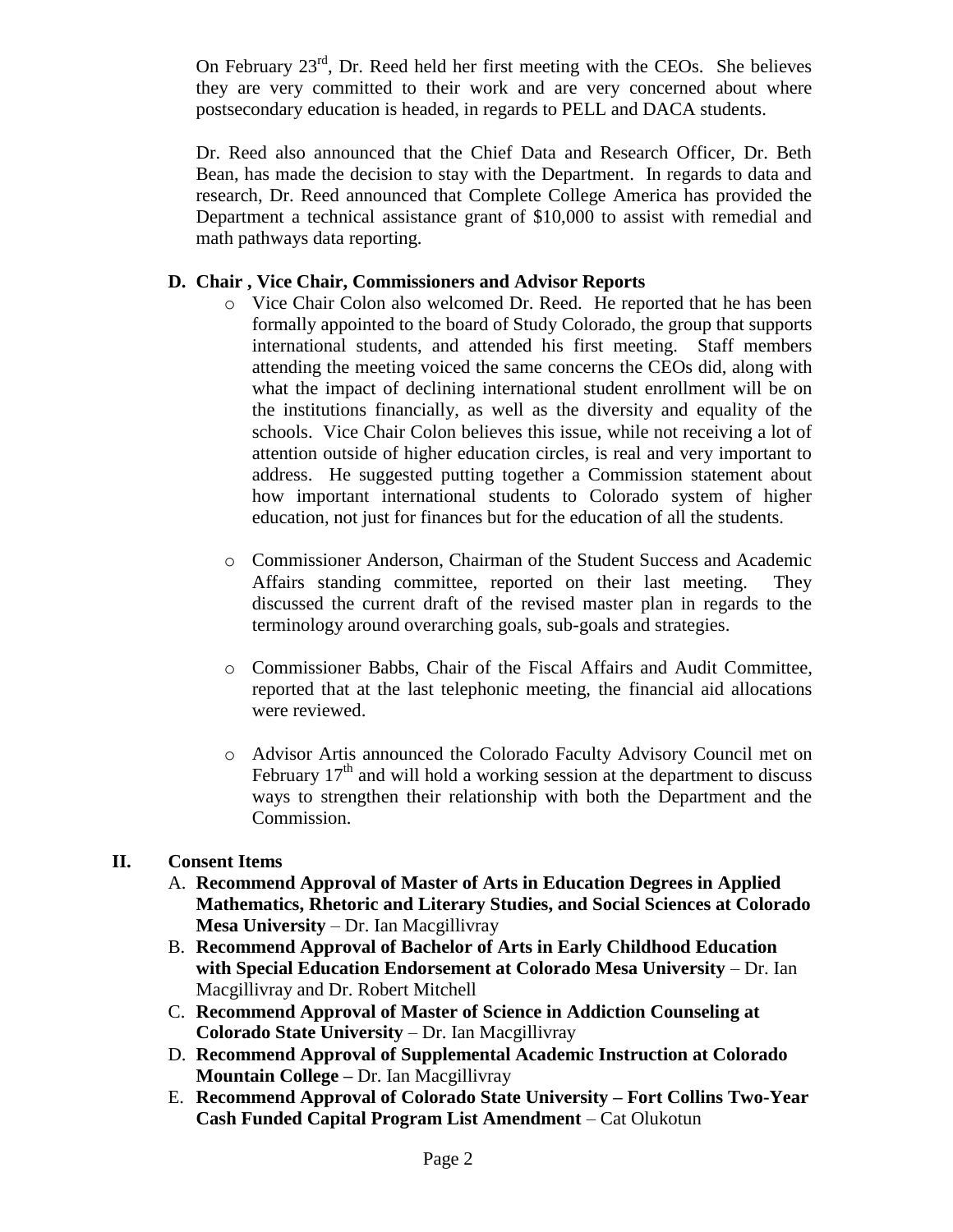On February 23rd, Dr. Reed held her first meeting with the CEOs. She believes they are very committed to their work and are very concerned about where postsecondary education is headed, in regards to PELL and DACA students.

Dr. Reed also announced that the Chief Data and Research Officer, Dr. Beth Bean, has made the decision to stay with the Department. In regards to data and research, Dr. Reed announced that Complete College America has provided the Department a technical assistance grant of $10,000 to assist with remedial and math pathways data reporting.

**D. Chair , Vice Chair, Commissioners and Advisor Reports**

- Vice Chair Colon also welcomed Dr. Reed. He reported that he has been formally appointed to the board of Study Colorado, the group that supports international students, and attended his first meeting. Staff members attending the meeting voiced the same concerns the CEOs did, along with what the impact of declining international student enrollment will be on the institutions financially, as well as the diversity and equality of the schools. Vice Chair Colon believes this issue, while not receiving a lot of attention outside of higher education circles, is real and very important to address. He suggested putting together a Commission statement about how important international students to Colorado system of higher education, not just for finances but for the education of all the students.

- Commissioner Anderson, Chairman of the Student Success and Academic Affairs standing committee, reported on their last meeting. They discussed the current draft of the revised master plan in regards to the terminology around overarching goals, sub-goals and strategies.

- Commissioner Babbs, Chair of the Fiscal Affairs and Audit Committee, reported that at the last telephonic meeting, the financial aid allocations were reviewed.

- Advisor Artis announced the Colorado Faculty Advisory Council met on February 17th and will hold a working session at the department to discuss ways to strengthen their relationship with both the Department and the Commission.

**II. Consent Items**

A. **Recommend Approval of Master of Arts in Education Degrees in Applied Mathematics, Rhetoric and Literary Studies, and Social Sciences at Colorado Mesa University** – Dr. Ian Macgillivray

B. **Recommend Approval of Bachelor of Arts in Early Childhood Education with Special Education Endorsement at Colorado Mesa University** – Dr. Ian Macgillivray and Dr. Robert Mitchell

C. **Recommend Approval of Master of Science in Addiction Counseling at Colorado State University** – Dr. Ian Macgillivray

D. **Recommend Approval of Supplemental Academic Instruction at Colorado Mountain College –** Dr. Ian Macgillivray

E. **Recommend Approval of Colorado State University – Fort Collins Two-Year Cash Funded Capital Program List Amendment** – Cat Olukotun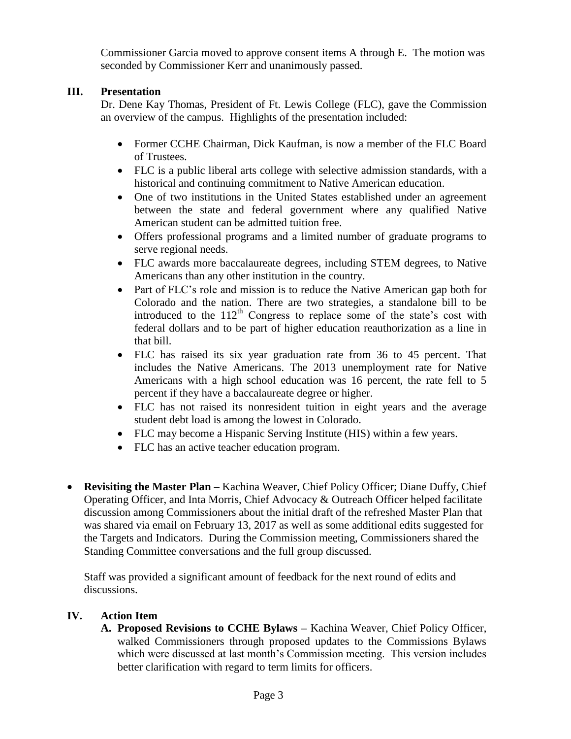Commissioner Garcia moved to approve consent items A through E. The motion was seconded by Commissioner Kerr and unanimously passed.

## III. Presentation

Dr. Dene Kay Thomas, President of Ft. Lewis College (FLC), gave the Commission an overview of the campus. Highlights of the presentation included:

- Former CCHE Chairman, Dick Kaufman, is now a member of the FLC Board of Trustees.
- FLC is a public liberal arts college with selective admission standards, with a historical and continuing commitment to Native American education.
- One of two institutions in the United States established under an agreement between the state and federal government where any qualified Native American student can be admitted tuition free.
- Offers professional programs and a limited number of graduate programs to serve regional needs.
- FLC awards more baccalaureate degrees, including STEM degrees, to Native Americans than any other institution in the country.
- Part of FLC's role and mission is to reduce the Native American gap both for Colorado and the nation. There are two strategies, a standalone bill to be introduced to the 112th Congress to replace some of the state's cost with federal dollars and to be part of higher education reauthorization as a line in that bill.
- FLC has raised its six year graduation rate from 36 to 45 percent. That includes the Native Americans. The 2013 unemployment rate for Native Americans with a high school education was 16 percent, the rate fell to 5 percent if they have a baccalaureate degree or higher.
- FLC has not raised its nonresident tuition in eight years and the average student debt load is among the lowest in Colorado.
- FLC may become a Hispanic Serving Institute (HIS) within a few years.
- FLC has an active teacher education program.

- **Revisiting the Master Plan –** Kachina Weaver, Chief Policy Officer; Diane Duffy, Chief Operating Officer, and Inta Morris, Chief Advocacy & Outreach Officer helped facilitate discussion among Commissioners about the initial draft of the refreshed Master Plan that was shared via email on February 13, 2017 as well as some additional edits suggested for the Targets and Indicators. During the Commission meeting, Commissioners shared the Standing Committee conversations and the full group discussed.

  Staff was provided a significant amount of feedback for the next round of edits and discussions.

## IV. Action Item

**A. Proposed Revisions to CCHE Bylaws –** Kachina Weaver, Chief Policy Officer, walked Commissioners through proposed updates to the Commissions Bylaws which were discussed at last month's Commission meeting. This version includes better clarification with regard to term limits for officers.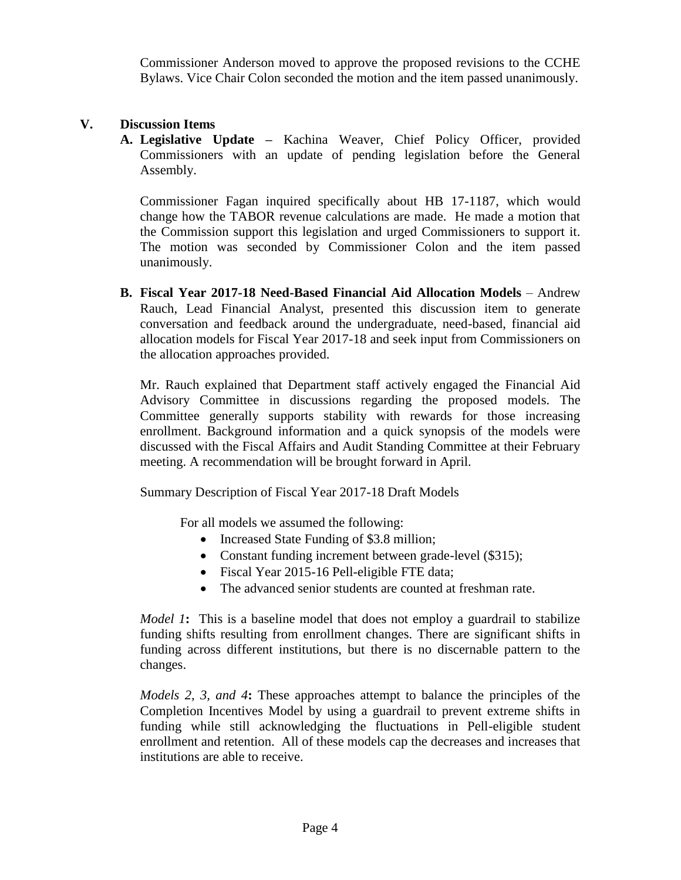Commissioner Anderson moved to approve the proposed revisions to the CCHE Bylaws. Vice Chair Colon seconded the motion and the item passed unanimously.

## V. Discussion Items

**A. Legislative Update –** Kachina Weaver, Chief Policy Officer, provided Commissioners with an update of pending legislation before the General Assembly.

Commissioner Fagan inquired specifically about HB 17-1187, which would change how the TABOR revenue calculations are made. He made a motion that the Commission support this legislation and urged Commissioners to support it. The motion was seconded by Commissioner Colon and the item passed unanimously.

**B. Fiscal Year 2017-18 Need-Based Financial Aid Allocation Models** – Andrew Rauch, Lead Financial Analyst, presented this discussion item to generate conversation and feedback around the undergraduate, need-based, financial aid allocation models for Fiscal Year 2017-18 and seek input from Commissioners on the allocation approaches provided.

Mr. Rauch explained that Department staff actively engaged the Financial Aid Advisory Committee in discussions regarding the proposed models. The Committee generally supports stability with rewards for those increasing enrollment. Background information and a quick synopsis of the models were discussed with the Fiscal Affairs and Audit Standing Committee at their February meeting. A recommendation will be brought forward in April.

Summary Description of Fiscal Year 2017-18 Draft Models

For all models we assumed the following:

- Increased State Funding of $3.8 million;
- Constant funding increment between grade-level ($315);
- Fiscal Year 2015-16 Pell-eligible FTE data;
- The advanced senior students are counted at freshman rate.

*Model 1***:** This is a baseline model that does not employ a guardrail to stabilize funding shifts resulting from enrollment changes. There are significant shifts in funding across different institutions, but there is no discernable pattern to the changes.

*Models 2, 3, and 4***:** These approaches attempt to balance the principles of the Completion Incentives Model by using a guardrail to prevent extreme shifts in funding while still acknowledging the fluctuations in Pell-eligible student enrollment and retention. All of these models cap the decreases and increases that institutions are able to receive.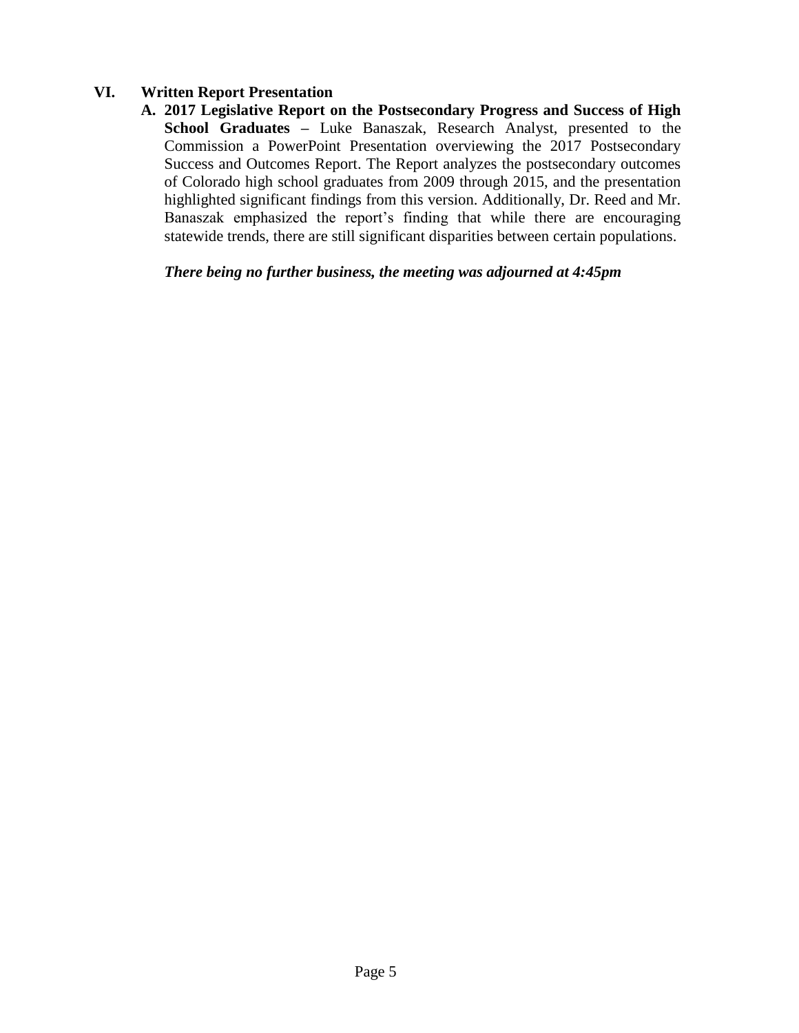## VI. Written Report Presentation

**A. 2017 Legislative Report on the Postsecondary Progress and Success of High School Graduates –** Luke Banaszak, Research Analyst, presented to the Commission a PowerPoint Presentation overviewing the 2017 Postsecondary Success and Outcomes Report. The Report analyzes the postsecondary outcomes of Colorado high school graduates from 2009 through 2015, and the presentation highlighted significant findings from this version. Additionally, Dr. Reed and Mr. Banaszak emphasized the report's finding that while there are encouraging statewide trends, there are still significant disparities between certain populations.

***There being no further business, the meeting was adjourned at 4:45pm***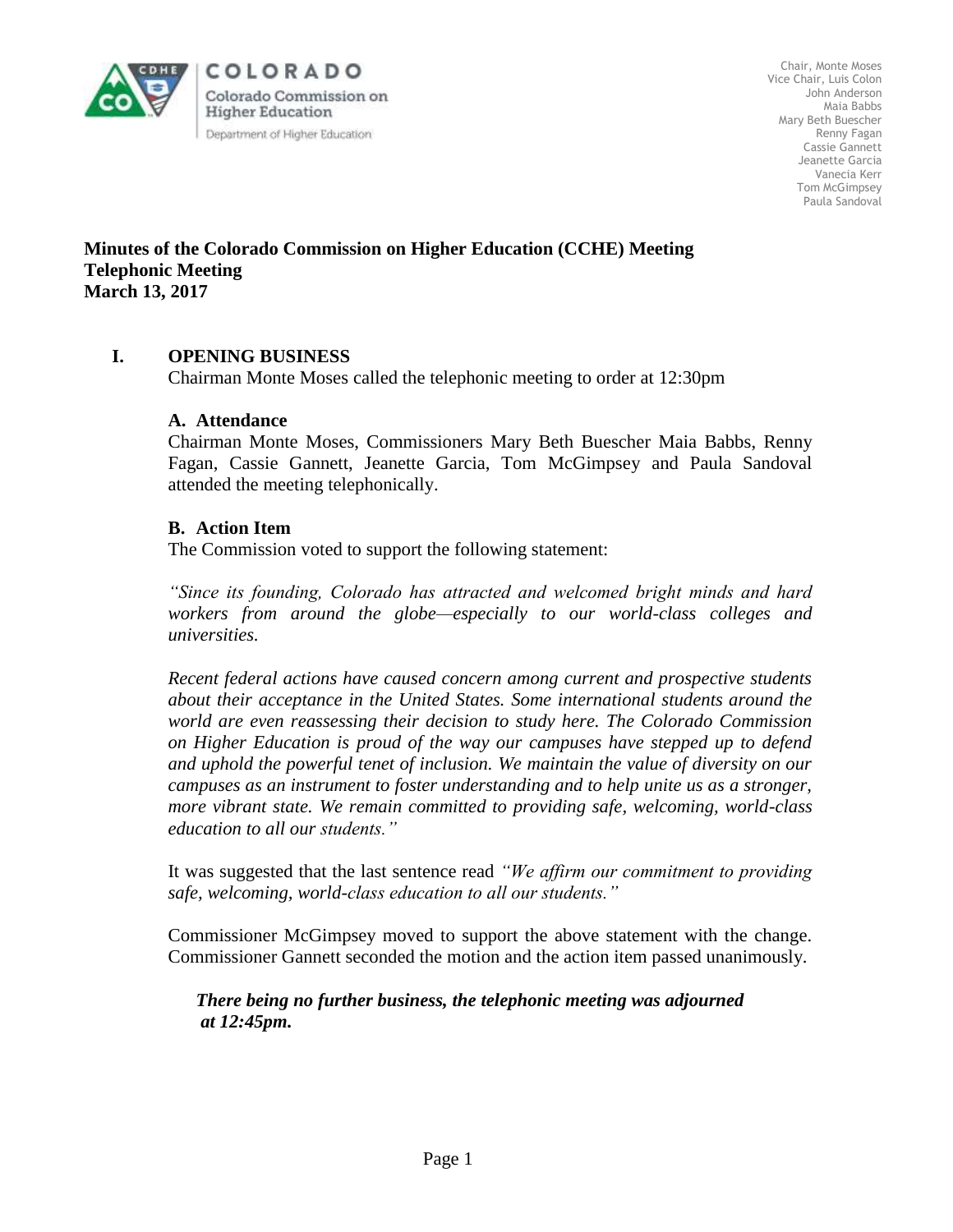COLORADO
Colorado Commission on Higher Education
Department of Higher Education

Chair, Monte Moses
Vice Chair, Luis Colon
John Anderson
Maia Babbs
Mary Beth Buescher
Renny Fagan
Cassie Gannett
Jeanette Garcia
Vanecia Kerr
Tom McGimpsey
Paula Sandoval

**Minutes of the Colorado Commission on Higher Education (CCHE) Meeting**
**Telephonic Meeting**
**March 13, 2017**

## I. OPENING BUSINESS

Chairman Monte Moses called the telephonic meeting to order at 12:30pm

### A. Attendance

Chairman Monte Moses, Commissioners Mary Beth Buescher Maia Babbs, Renny Fagan, Cassie Gannett, Jeanette Garcia, Tom McGimpsey and Paula Sandoval attended the meeting telephonically.

### B. Action Item

The Commission voted to support the following statement:

*"Since its founding, Colorado has attracted and welcomed bright minds and hard workers from around the globe—especially to our world-class colleges and universities.*

*Recent federal actions have caused concern among current and prospective students about their acceptance in the United States. Some international students around the world are even reassessing their decision to study here. The Colorado Commission on Higher Education is proud of the way our campuses have stepped up to defend and uphold the powerful tenet of inclusion. We maintain the value of diversity on our campuses as an instrument to foster understanding and to help unite us as a stronger, more vibrant state. We remain committed to providing safe, welcoming, world-class education to all our students."*

It was suggested that the last sentence read *"We affirm our commitment to providing safe, welcoming, world-class education to all our students."*

Commissioner McGimpsey moved to support the above statement with the change. Commissioner Gannett seconded the motion and the action item passed unanimously.

***There being no further business, the telephonic meeting was adjourned at 12:45pm.***